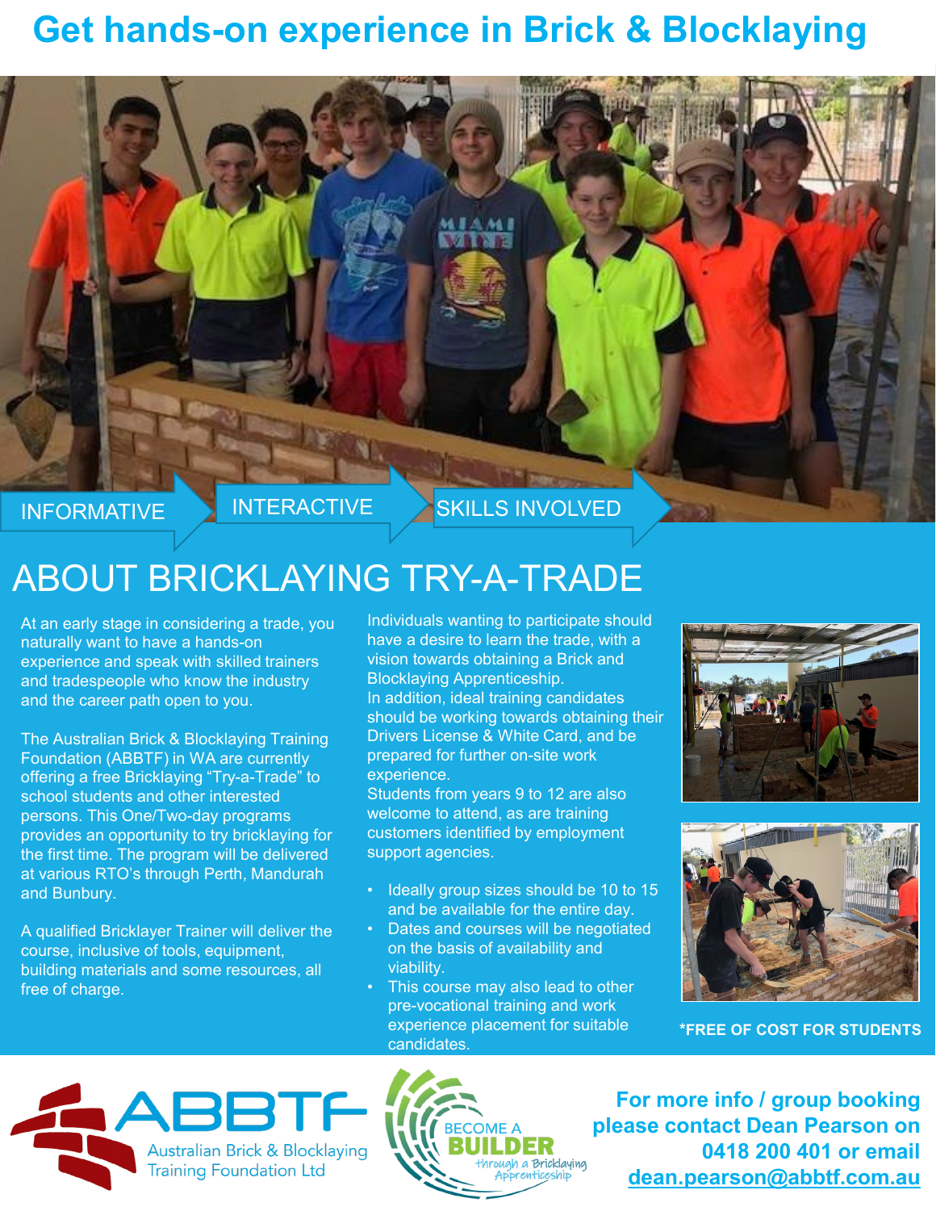# Get hands-on experience in Brick & Blocklaying

INFORMATIVE | INTERACTIVE | SKILLS INVOLVED

## ABOUT BRICKLAYING TRY-A-TRADE

At an early stage in considering a trade, you naturally want to have a hands-on experience and speak with skilled trainers and tradespeople who know the industry and the career path open to you.

The Australian Brick & Blocklaying Training Foundation (ABBTF) in WA are currently offering a free Bricklaying "Try-a-Trade" to school students and other interested persons. This One/Two-day programs provides an opportunity to try bricklaying for the first time. The program will be delivered at various RTO's through Perth, Mandurah and Bunbury.

A qualified Bricklayer Trainer will deliver the course, inclusive of tools, equipment, building materials and some resources, all free of charge.

Individuals wanting to participate should have a desire to learn the trade, with a vision towards obtaining a Brick and Blocklaying Apprenticeship.
In addition, ideal training candidates should be working towards obtaining their Drivers License & White Card, and be prepared for further on-site work experience.
Students from years 9 to 12 are also welcome to attend, as are training customers identified by employment support agencies.

- Ideally group sizes should be 10 to 15 and be available for the entire day.
- Dates and courses will be negotiated on the basis of availability and viability.
- This course may also lead to other pre-vocational training and work experience placement for suitable candidates.

**\*FREE OF COST FOR STUDENTS**

ABBTF Australian Brick & Blocklaying Training Foundation Ltd

BECOME A BUILDER through a Bricklaying Apprenticeship

**For more info / group booking please contact Dean Pearson on 0418 200 401 or email dean.pearson@abbtf.com.au**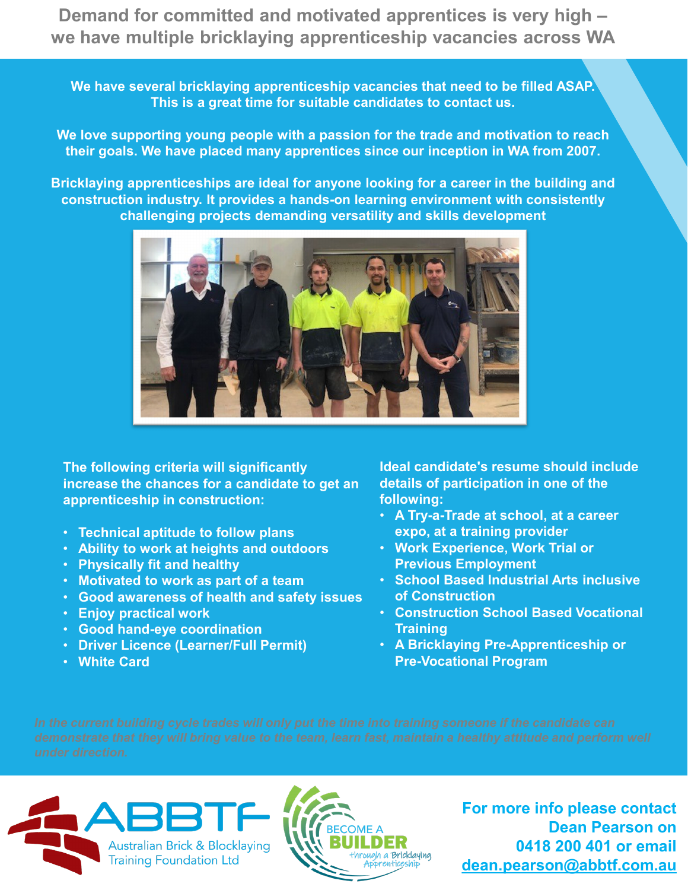## Demand for committed and motivated apprentices is very high – we have multiple bricklaying apprenticeship vacancies across WA

**We have several bricklaying apprenticeship vacancies that need to be filled ASAP. This is a great time for suitable candidates to contact us.**

**We love supporting young people with a passion for the trade and motivation to reach their goals. We have placed many apprentices since our inception in WA from 2007.**

**Bricklaying apprenticeships are ideal for anyone looking for a career in the building and construction industry. It provides a hands-on learning environment with consistently challenging projects demanding versatility and skills development**

**The following criteria will significantly increase the chances for a candidate to get an apprenticeship in construction:**

- **Technical aptitude to follow plans**
- **Ability to work at heights and outdoors**
- **Physically fit and healthy**
- **Motivated to work as part of a team**
- **Good awareness of health and safety issues**
- **Enjoy practical work**
- **Good hand-eye coordination**
- **Driver Licence (Learner/Full Permit)**
- **White Card**

**Ideal candidate's resume should include details of participation in one of the following:**

- **A Try-a-Trade at school, at a career expo, at a training provider**
- **Work Experience, Work Trial or Previous Employment**
- **School Based Industrial Arts inclusive of Construction**
- **Construction School Based Vocational Training**
- **A Bricklaying Pre-Apprenticeship or Pre-Vocational Program**

***In the current building cycle trades will only put the time into training someone if the candidate can demonstrate that they will bring value to the team, learn fast, maintain a healthy attitude and perform well under direction.***

ABBTF
Australian Brick & Blocklaying Training Foundation Ltd

BECOME A BUILDER through a Bricklaying Apprenticeship

**For more info please contact Dean Pearson on 0418 200 401 or email dean.pearson@abbtf.com.au**